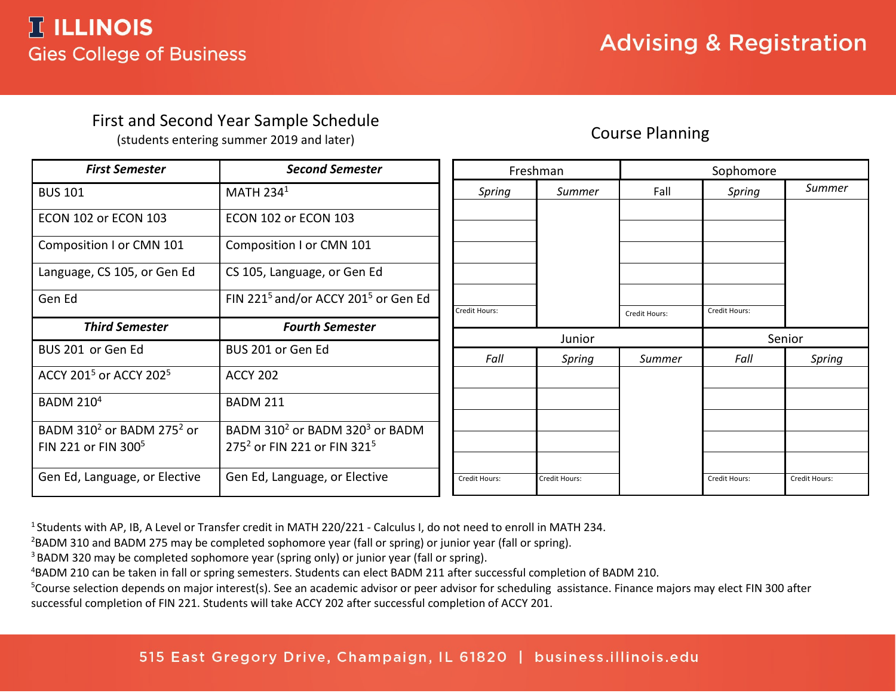ILLINOIS
Gies College of Business

# Advising & Registration

## First and Second Year Sample Schedule

(students entering summer 2019 and later)

| ***First Semester*** | ***Second Semester*** |
|---|---|
| BUS 101 | MATH 234[1] |
| ECON 102 or ECON 103 | ECON 102 or ECON 103 |
| Composition I or CMN 101 | Composition I or CMN 101 |
| Language, CS 105, or Gen Ed | CS 105, Language, or Gen Ed |
| Gen Ed | FIN 221[5] and/or ACCY 201[5] or Gen Ed |
| ***Third Semester*** | ***Fourth Semester*** |
| BUS 201 or Gen Ed | BUS 201 or Gen Ed |
| ACCY 201[5] or ACCY 202[5] | ACCY 202 |
| BADM 210[4] | BADM 211 |
| BADM 310[2] or BADM 275[2] or FIN 221 or FIN 300[5] | BADM 310[2] or BADM 320[3] or BADM 275[2] or FIN 221 or FIN 321[5] |
| Gen Ed, Language, or Elective | Gen Ed, Language, or Elective |

## Course Planning

| Freshman | | Sophomore | | |
|---|---|---|---|---|
| *Spring* | *Summer* | Fall | *Spring* | *Summer* |
| | | | | |
| | | | | |
| | | | | |
| | | | | |
| | | | | |
| Credit Hours: | | Credit Hours: | Credit Hours: | |

| Junior | | | Senior | |
|---|---|---|---|---|
| *Fall* | *Spring* | *Summer* | *Fall* | *Spring* |
| | | | | |
| | | | | |
| | | | | |
| | | | | |
| | | | | |
| Credit Hours: | Credit Hours: | | Credit Hours: | Credit Hours: |

[1] Students with AP, IB, A Level or Transfer credit in MATH 220/221 - Calculus I, do not need to enroll in MATH 234.
[2] BADM 310 and BADM 275 may be completed sophomore year (fall or spring) or junior year (fall or spring).
[3] BADM 320 may be completed sophomore year (spring only) or junior year (fall or spring).
[4] BADM 210 can be taken in fall or spring semesters. Students can elect BADM 211 after successful completion of BADM 210.
[5] Course selection depends on major interest(s). See an academic advisor or peer advisor for scheduling assistance. Finance majors may elect FIN 300 after successful completion of FIN 221. Students will take ACCY 202 after successful completion of ACCY 201.

515 East Gregory Drive, Champaign, IL 61820 | business.illinois.edu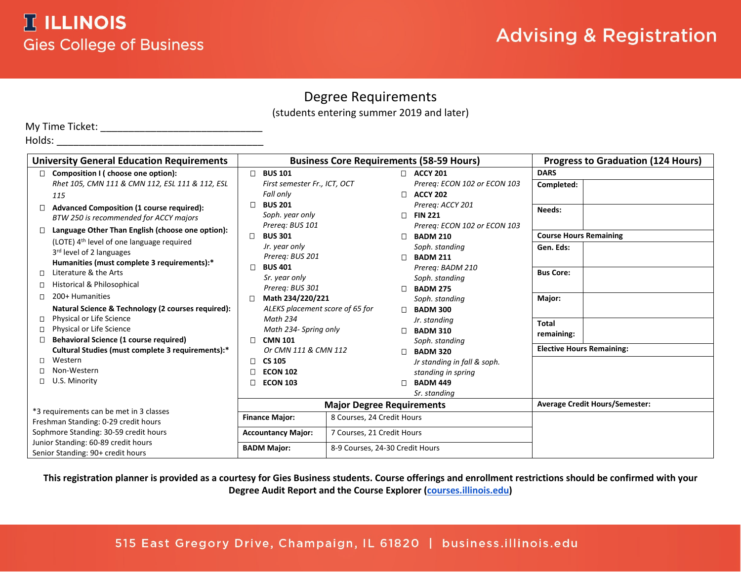# Degree Requirements

(students entering summer 2019 and later)

My Time Ticket: ___________________________

Holds: ___________________________________

## University General Education Requirements

- ☐ **Composition I ( choose one option):**
  *Rhet 105, CMN 111 & CMN 112, ESL 111 & 112, ESL 115*
- ☐ **Advanced Composition (1 course required):**
  *BTW 250 is recommended for ACCY majors*
- ☐ **Language Other Than English (choose one option):**
  (LOTE) 4th level of one language required
  3rd level of 2 languages

**Humanities (must complete 3 requirements):***

- ☐ Literature & the Arts
- ☐ Historical & Philosophical
- ☐ 200+ Humanities

**Natural Science & Technology (2 courses required):**

- ☐ Physical or Life Science
- ☐ Physical or Life Science
- ☐ **Behavioral Science (1 course required)**

**Cultural Studies (must complete 3 requirements):***

- ☐ Western
- ☐ Non-Western
- ☐ U.S. Minority

*3 requirements can be met in 3 classes
Freshman Standing: 0-29 credit hours
Sophomore Standing: 30-59 credit hours
Junior Standing: 60-89 credit hours
Senior Standing: 90+ credit hours

## Business Core Requirements (58-59 Hours)

- ☐ **BUS 101**
  *First semester Fr., ICT, OCT*
  *Fall only*
- ☐ **BUS 201**
  *Soph. year only*
  *Prereq: BUS 101*
- ☐ **BUS 301**
  *Jr. year only*
  *Prereq: BUS 201*
- ☐ **BUS 401**
  *Sr. year only*
  *Prereq: BUS 301*
- ☐ **Math 234/220/221**
  *ALEKS placement score of 65 for Math 234*
  *Math 234- Spring only*
- ☐ **CMN 101**
  *Or CMN 111 & CMN 112*
- ☐ **CS 105**
- ☐ **ECON 102**
- ☐ **ECON 103**
- ☐ **ACCY 201**
  *Prereq: ECON 102 or ECON 103*
- ☐ **ACCY 202**
  *Prereq: ACCY 201*
- ☐ **FIN 221**
  *Prereq: ECON 102 or ECON 103*
- ☐ **BADM 210**
  *Soph. standing*
- ☐ **BADM 211**
  *Prereq: BADM 210*
  *Soph. standing*
- ☐ **BADM 275**
  *Soph. standing*
- ☐ **BADM 300**
  *Jr. standing*
- ☐ **BADM 310**
  *Soph. standing*
- ☐ **BADM 320**
  *Jr standing in fall & soph. standing in spring*
- ☐ **BADM 449**
  *Sr. standing*

## Major Degree Requirements

| | |
|---|---|
| **Finance Major:** | 8 Courses, 24 Credit Hours |
| **Accountancy Major:** | 7 Courses, 21 Credit Hours |
| **BADM Major:** | 8-9 Courses, 24-30 Credit Hours |

## Progress to Graduation (124 Hours)

| **DARS** | |
|---|---|
| **Completed:** | |
| **Needs:** | |
| **Course Hours Remaining** | |
| **Gen. Eds:** | |
| **Bus Core:** | |
| **Major:** | |
| **Total remaining:** | |
| **Elective Hours Remaining:** | |
| **Average Credit Hours/Semester:** | |

**This registration planner is provided as a courtesy for Gies Business students. Course offerings and enrollment restrictions should be confirmed with your Degree Audit Report and the Course Explorer (courses.illinois.edu)**